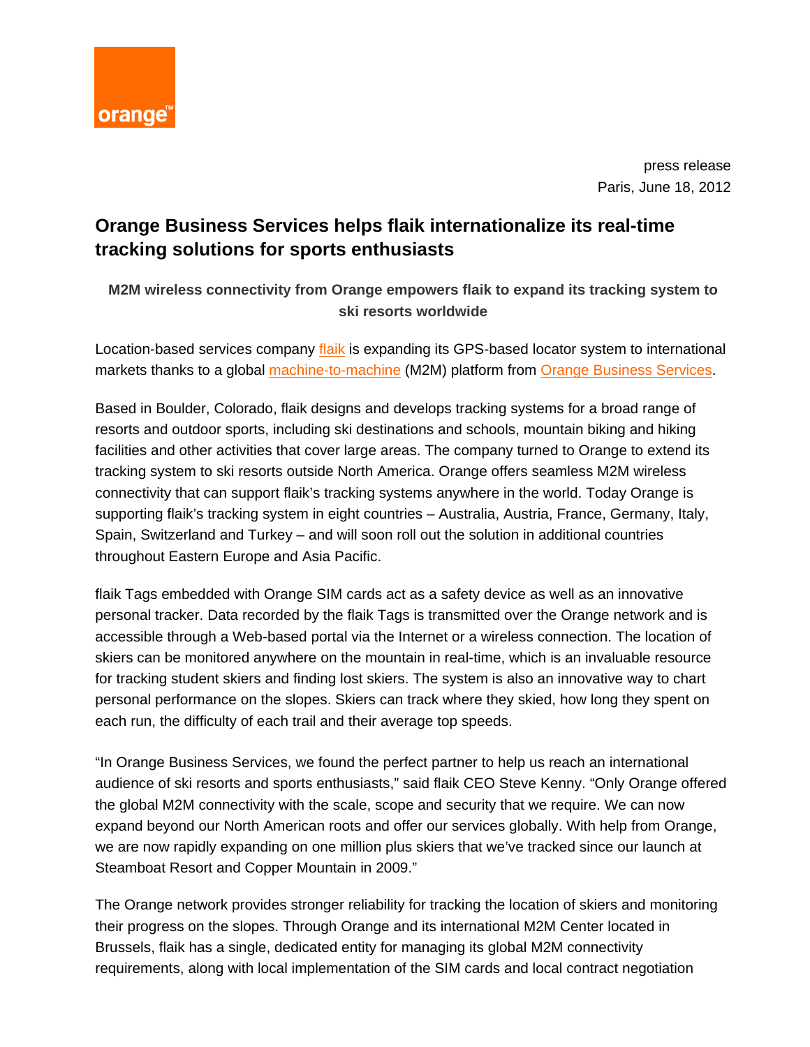orange™

press release
Paris, June 18, 2012

# Orange Business Services helps flaik internationalize its real-time tracking solutions for sports enthusiasts

**M2M wireless connectivity from Orange empowers flaik to expand its tracking system to ski resorts worldwide**

Location-based services company flaik is expanding its GPS-based locator system to international markets thanks to a global machine-to-machine (M2M) platform from Orange Business Services.

Based in Boulder, Colorado, flaik designs and develops tracking systems for a broad range of resorts and outdoor sports, including ski destinations and schools, mountain biking and hiking facilities and other activities that cover large areas. The company turned to Orange to extend its tracking system to ski resorts outside North America. Orange offers seamless M2M wireless connectivity that can support flaik's tracking systems anywhere in the world. Today Orange is supporting flaik's tracking system in eight countries – Australia, Austria, France, Germany, Italy, Spain, Switzerland and Turkey – and will soon roll out the solution in additional countries throughout Eastern Europe and Asia Pacific.

flaik Tags embedded with Orange SIM cards act as a safety device as well as an innovative personal tracker. Data recorded by the flaik Tags is transmitted over the Orange network and is accessible through a Web-based portal via the Internet or a wireless connection. The location of skiers can be monitored anywhere on the mountain in real-time, which is an invaluable resource for tracking student skiers and finding lost skiers. The system is also an innovative way to chart personal performance on the slopes. Skiers can track where they skied, how long they spent on each run, the difficulty of each trail and their average top speeds.

"In Orange Business Services, we found the perfect partner to help us reach an international audience of ski resorts and sports enthusiasts," said flaik CEO Steve Kenny. "Only Orange offered the global M2M connectivity with the scale, scope and security that we require. We can now expand beyond our North American roots and offer our services globally. With help from Orange, we are now rapidly expanding on one million plus skiers that we've tracked since our launch at Steamboat Resort and Copper Mountain in 2009."

The Orange network provides stronger reliability for tracking the location of skiers and monitoring their progress on the slopes. Through Orange and its international M2M Center located in Brussels, flaik has a single, dedicated entity for managing its global M2M connectivity requirements, along with local implementation of the SIM cards and local contract negotiation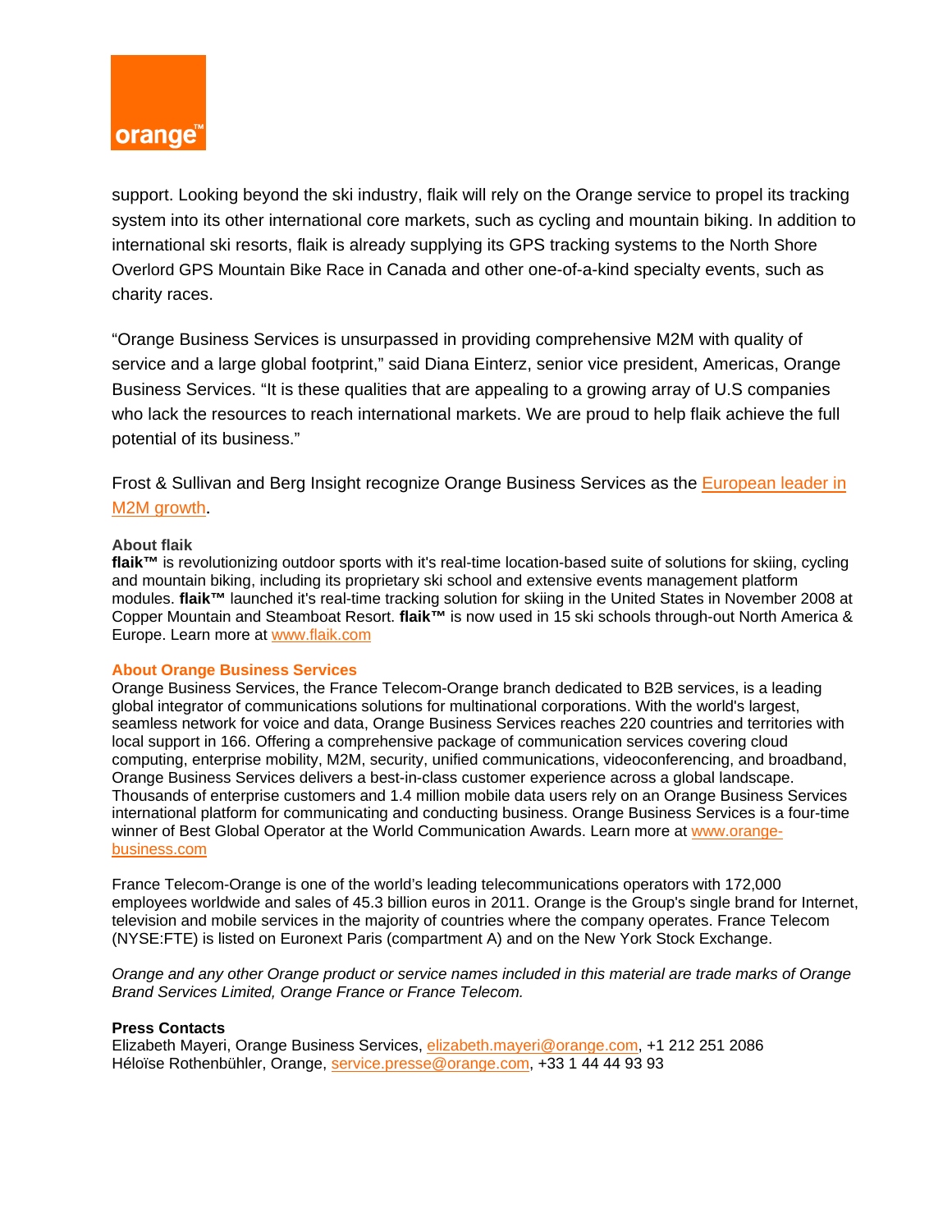support. Looking beyond the ski industry, flaik will rely on the Orange service to propel its tracking system into its other international core markets, such as cycling and mountain biking. In addition to international ski resorts, flaik is already supplying its GPS tracking systems to the North Shore Overlord GPS Mountain Bike Race in Canada and other one-of-a-kind specialty events, such as charity races.

"Orange Business Services is unsurpassed in providing comprehensive M2M with quality of service and a large global footprint," said Diana Einterz, senior vice president, Americas, Orange Business Services. "It is these qualities that are appealing to a growing array of U.S companies who lack the resources to reach international markets. We are proud to help flaik achieve the full potential of its business."

Frost & Sullivan and Berg Insight recognize Orange Business Services as the European leader in M2M growth.

**About flaik**

**flaik™** is revolutionizing outdoor sports with it's real-time location-based suite of solutions for skiing, cycling and mountain biking, including its proprietary ski school and extensive events management platform modules. **flaik™** launched it's real-time tracking solution for skiing in the United States in November 2008 at Copper Mountain and Steamboat Resort. **flaik™** is now used in 15 ski schools through-out North America & Europe. Learn more at www.flaik.com

**About Orange Business Services**

Orange Business Services, the France Telecom-Orange branch dedicated to B2B services, is a leading global integrator of communications solutions for multinational corporations. With the world's largest, seamless network for voice and data, Orange Business Services reaches 220 countries and territories with local support in 166. Offering a comprehensive package of communication services covering cloud computing, enterprise mobility, M2M, security, unified communications, videoconferencing, and broadband, Orange Business Services delivers a best-in-class customer experience across a global landscape. Thousands of enterprise customers and 1.4 million mobile data users rely on an Orange Business Services international platform for communicating and conducting business. Orange Business Services is a four-time winner of Best Global Operator at the World Communication Awards. Learn more at www.orange-business.com

France Telecom-Orange is one of the world's leading telecommunications operators with 172,000 employees worldwide and sales of 45.3 billion euros in 2011. Orange is the Group's single brand for Internet, television and mobile services in the majority of countries where the company operates. France Telecom (NYSE:FTE) is listed on Euronext Paris (compartment A) and on the New York Stock Exchange.

*Orange and any other Orange product or service names included in this material are trade marks of Orange Brand Services Limited, Orange France or France Telecom.*

**Press Contacts**

Elizabeth Mayeri, Orange Business Services, elizabeth.mayeri@orange.com, +1 212 251 2086
Héloïse Rothenbühler, Orange, service.presse@orange.com, +33 1 44 44 93 93